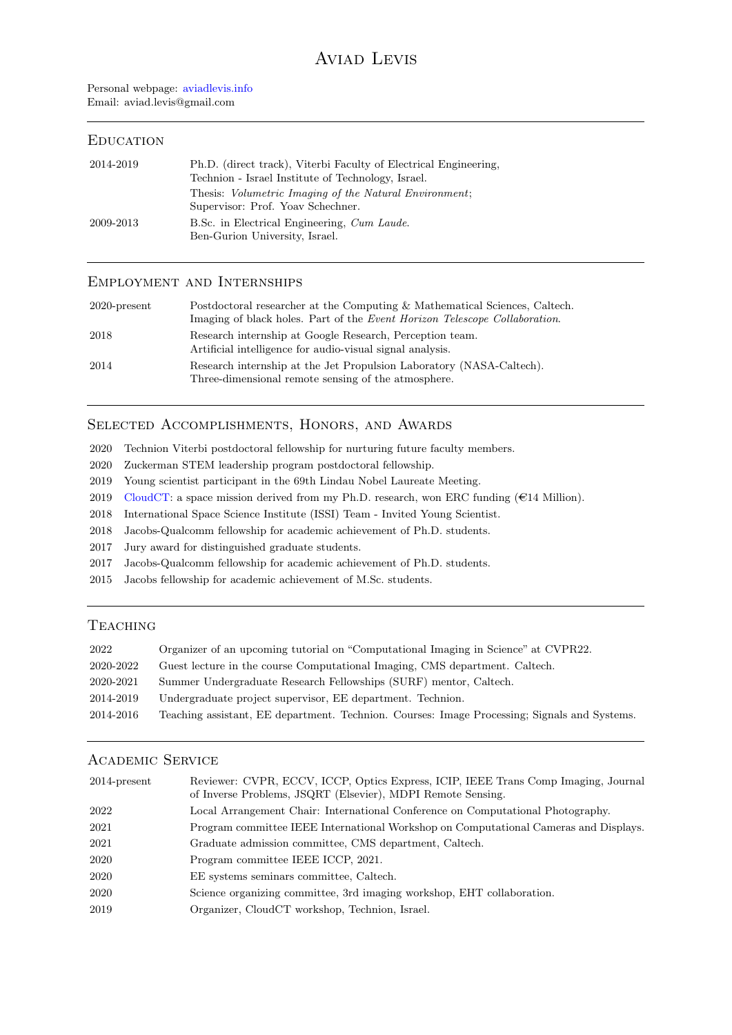# Aviad Levis

Personal webpage: aviadlevis.info
Email: aviad.levis@gmail.com

## Education

| | |
|---|---|
| 2014-2019 | Ph.D. (direct track), Viterbi Faculty of Electrical Engineering, Technion - Israel Institute of Technology, Israel. Thesis: *Volumetric Imaging of the Natural Environment*; Supervisor: Prof. Yoav Schechner. |
| 2009-2013 | B.Sc. in Electrical Engineering, *Cum Laude*. Ben-Gurion University, Israel. |

## Employment and Internships

| | |
|---|---|
| 2020-present | Postdoctoral researcher at the Computing & Mathematical Sciences, Caltech. Imaging of black holes. Part of the *Event Horizon Telescope Collaboration*. |
| 2018 | Research internship at Google Research, Perception team. Artificial intelligence for audio-visual signal analysis. |
| 2014 | Research internship at the Jet Propulsion Laboratory (NASA-Caltech). Three-dimensional remote sensing of the atmosphere. |

## Selected Accomplishments, Honors, and Awards

| | |
|---|---|
| 2020 | Technion Viterbi postdoctoral fellowship for nurturing future faculty members. |
| 2020 | Zuckerman STEM leadership program postdoctoral fellowship. |
| 2019 | Young scientist participant in the 69th Lindau Nobel Laureate Meeting. |
| 2019 | CloudCT: a space mission derived from my Ph.D. research, won ERC funding (€14 Million). |
| 2018 | International Space Science Institute (ISSI) Team - Invited Young Scientist. |
| 2018 | Jacobs-Qualcomm fellowship for academic achievement of Ph.D. students. |
| 2017 | Jury award for distinguished graduate students. |
| 2017 | Jacobs-Qualcomm fellowship for academic achievement of Ph.D. students. |
| 2015 | Jacobs fellowship for academic achievement of M.Sc. students. |

## Teaching

| | |
|---|---|
| 2022 | Organizer of an upcoming tutorial on “Computational Imaging in Science” at CVPR22. |
| 2020-2022 | Guest lecture in the course Computational Imaging, CMS department. Caltech. |
| 2020-2021 | Summer Undergraduate Research Fellowships (SURF) mentor, Caltech. |
| 2014-2019 | Undergraduate project supervisor, EE department. Technion. |
| 2014-2016 | Teaching assistant, EE department. Technion. Courses: Image Processing; Signals and Systems. |

## Academic Service

| | |
|---|---|
| 2014-present | Reviewer: CVPR, ECCV, ICCP, Optics Express, ICIP, IEEE Trans Comp Imaging, Journal of Inverse Problems, JSQRT (Elsevier), MDPI Remote Sensing. |
| 2022 | Local Arrangement Chair: International Conference on Computational Photography. |
| 2021 | Program committee IEEE International Workshop on Computational Cameras and Displays. |
| 2021 | Graduate admission committee, CMS department, Caltech. |
| 2020 | Program committee IEEE ICCP, 2021. |
| 2020 | EE systems seminars committee, Caltech. |
| 2020 | Science organizing committee, 3rd imaging workshop, EHT collaboration. |
| 2019 | Organizer, CloudCT workshop, Technion, Israel. |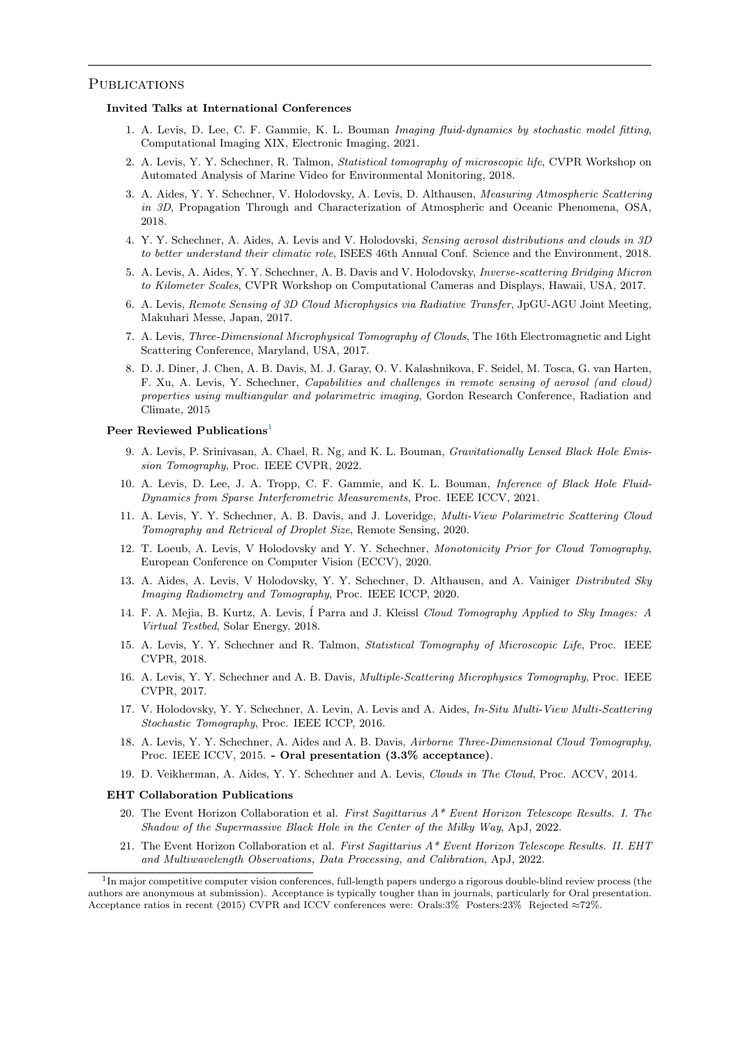## Publications

### Invited Talks at International Conferences

1. A. Levis, D. Lee, C. F. Gammie, K. L. Bouman *Imaging fluid-dynamics by stochastic model fitting*, Computational Imaging XIX, Electronic Imaging, 2021.
2. A. Levis, Y. Y. Schechner, R. Talmon, *Statistical tomography of microscopic life*, CVPR Workshop on Automated Analysis of Marine Video for Environmental Monitoring, 2018.
3. A. Aides, Y. Y. Schechner, V. Holodovsky, A. Levis, D. Althausen, *Measuring Atmospheric Scattering in 3D*, Propagation Through and Characterization of Atmospheric and Oceanic Phenomena, OSA, 2018.
4. Y. Y. Schechner, A. Aides, A. Levis and V. Holodovski, *Sensing aerosol distributions and clouds in 3D to better understand their climatic role*, ISEES 46th Annual Conf. Science and the Environment, 2018.
5. A. Levis, A. Aides, Y. Y. Schechner, A. B. Davis and V. Holodovsky, *Inverse-scattering Bridging Micron to Kilometer Scales*, CVPR Workshop on Computational Cameras and Displays, Hawaii, USA, 2017.
6. A. Levis, *Remote Sensing of 3D Cloud Microphysics via Radiative Transfer*, JpGU-AGU Joint Meeting, Makuhari Messe, Japan, 2017.
7. A. Levis, *Three-Dimensional Microphysical Tomography of Clouds*, The 16th Electromagnetic and Light Scattering Conference, Maryland, USA, 2017.
8. D. J. Diner, J. Chen, A. B. Davis, M. J. Garay, O. V. Kalashnikova, F. Seidel, M. Tosca, G. van Harten, F. Xu, A. Levis, Y. Schechner, *Capabilities and challenges in remote sensing of aerosol (and cloud) properties using multiangular and polarimetric imaging*, Gordon Research Conference, Radiation and Climate, 2015

### Peer Reviewed Publications[1]

9. A. Levis, P. Srinivasan, A. Chael, R. Ng, and K. L. Bouman, *Gravitationally Lensed Black Hole Emission Tomography*, Proc. IEEE CVPR, 2022.
10. A. Levis, D. Lee, J. A. Tropp, C. F. Gammie, and K. L. Bouman, *Inference of Black Hole Fluid-Dynamics from Sparse Interferometric Measurements*, Proc. IEEE ICCV, 2021.
11. A. Levis, Y. Y. Schechner, A. B. Davis, and J. Loveridge, *Multi-View Polarimetric Scattering Cloud Tomography and Retrieval of Droplet Size*, Remote Sensing, 2020.
12. T. Loeub, A. Levis, V Holodovsky and Y. Y. Schechner, *Monotonicity Prior for Cloud Tomography*, European Conference on Computer Vision (ECCV), 2020.
13. A. Aides, A. Levis, V Holodovsky, Y. Y. Schechner, D. Althausen, and A. Vainiger *Distributed Sky Imaging Radiometry and Tomography*, Proc. IEEE ICCP, 2020.
14. F. A. Mejia, B. Kurtz, A. Levis, Í Parra and J. Kleissl *Cloud Tomography Applied to Sky Images: A Virtual Testbed*, Solar Energy, 2018.
15. A. Levis, Y. Y. Schechner and R. Talmon, *Statistical Tomography of Microscopic Life*, Proc. IEEE CVPR, 2018.
16. A. Levis, Y. Y. Schechner and A. B. Davis, *Multiple-Scattering Microphysics Tomography*, Proc. IEEE CVPR, 2017.
17. V. Holodovsky, Y. Y. Schechner, A. Levin, A. Levis and A. Aides, *In-Situ Multi-View Multi-Scattering Stochastic Tomography*, Proc. IEEE ICCP, 2016.
18. A. Levis, Y. Y. Schechner, A. Aides and A. B. Davis, *Airborne Three-Dimensional Cloud Tomography*, Proc. IEEE ICCV, 2015. **- Oral presentation (3.3% acceptance)**.
19. D. Veikherman, A. Aides, Y. Y. Schechner and A. Levis, *Clouds in The Cloud*, Proc. ACCV, 2014.

### EHT Collaboration Publications

20. The Event Horizon Collaboration et al. *First Sagittarius A\* Event Horizon Telescope Results. I. The Shadow of the Supermassive Black Hole in the Center of the Milky Way*, ApJ, 2022.
21. The Event Horizon Collaboration et al. *First Sagittarius A\* Event Horizon Telescope Results. II. EHT and Multiwavelength Observations, Data Processing, and Calibration*, ApJ, 2022.

[1] In major competitive computer vision conferences, full-length papers undergo a rigorous double-blind review process (the authors are anonymous at submission). Acceptance is typically tougher than in journals, particularly for Oral presentation. Acceptance ratios in recent (2015) CVPR and ICCV conferences were: Orals:3% Posters:23% Rejected ≈72%.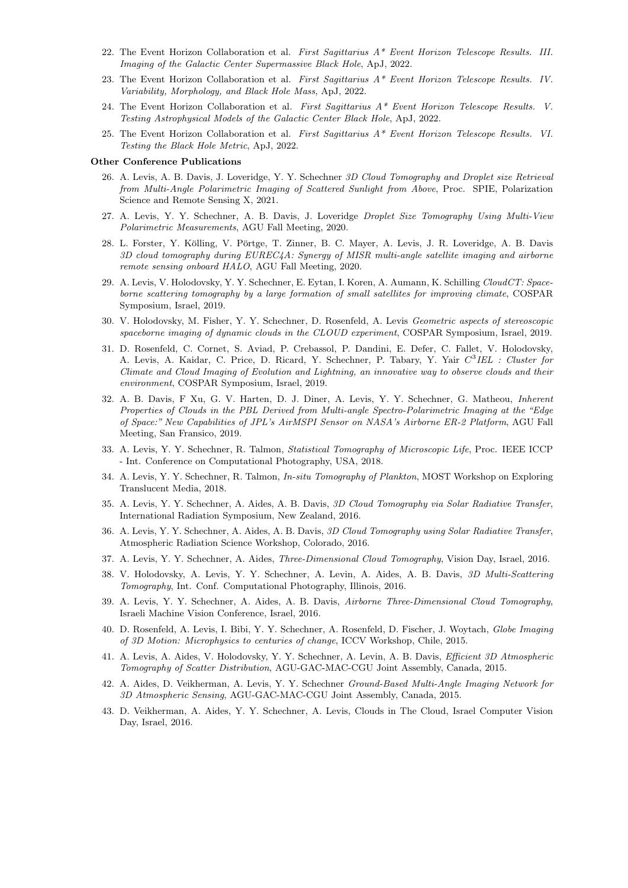22. The Event Horizon Collaboration et al. *First Sagittarius A* Event Horizon Telescope Results. III. Imaging of the Galactic Center Supermassive Black Hole*, ApJ, 2022.

23. The Event Horizon Collaboration et al. *First Sagittarius A* Event Horizon Telescope Results. IV. Variability, Morphology, and Black Hole Mass*, ApJ, 2022.

24. The Event Horizon Collaboration et al. *First Sagittarius A* Event Horizon Telescope Results. V. Testing Astrophysical Models of the Galactic Center Black Hole*, ApJ, 2022.

25. The Event Horizon Collaboration et al. *First Sagittarius A* Event Horizon Telescope Results. VI. Testing the Black Hole Metric*, ApJ, 2022.

**Other Conference Publications**

26. A. Levis, A. B. Davis, J. Loveridge, Y. Y. Schechner *3D Cloud Tomography and Droplet size Retrieval from Multi-Angle Polarimetric Imaging of Scattered Sunlight from Above*, Proc. SPIE, Polarization Science and Remote Sensing X, 2021.

27. A. Levis, Y. Y. Schechner, A. B. Davis, J. Loveridge *Droplet Size Tomography Using Multi-View Polarimetric Measurements*, AGU Fall Meeting, 2020.

28. L. Forster, Y. Kölling, V. Pörtge, T. Zinner, B. C. Mayer, A. Levis, J. R. Loveridge, A. B. Davis *3D cloud tomography during EUREC4A: Synergy of MISR multi-angle satellite imaging and airborne remote sensing onboard HALO*, AGU Fall Meeting, 2020.

29. A. Levis, V. Holodovsky, Y. Y. Schechner, E. Eytan, I. Koren, A. Aumann, K. Schilling *CloudCT: Space-borne scattering tomography by a large formation of small satellites for improving climate*, COSPAR Symposium, Israel, 2019.

30. V. Holodovsky, M. Fisher, Y. Y. Schechner, D. Rosenfeld, A. Levis *Geometric aspects of stereoscopic spaceborne imaging of dynamic clouds in the CLOUD experiment*, COSPAR Symposium, Israel, 2019.

31. D. Rosenfeld, C. Cornet, S. Aviad, P. Crebassol, P. Dandini, E. Defer, C. Fallet, V. Holodovsky, A. Levis, A. Kaidar, C. Price, D. Ricard, Y. Schechner, P. Tabary, Y. Yair *$C^3IEL$ : Cluster for Climate and Cloud Imaging of Evolution and Lightning, an innovative way to observe clouds and their environment*, COSPAR Symposium, Israel, 2019.

32. A. B. Davis, F Xu, G. V. Harten, D. J. Diner, A. Levis, Y. Y. Schechner, G. Matheou, *Inherent Properties of Clouds in the PBL Derived from Multi-angle Spectro-Polarimetric Imaging at the "Edge of Space:" New Capabilities of JPL's AirMSPI Sensor on NASA's Airborne ER-2 Platform*, AGU Fall Meeting, San Fransico, 2019.

33. A. Levis, Y. Y. Schechner, R. Talmon, *Statistical Tomography of Microscopic Life*, Proc. IEEE ICCP - Int. Conference on Computational Photography, USA, 2018.

34. A. Levis, Y. Y. Schechner, R. Talmon, *In-situ Tomography of Plankton*, MOST Workshop on Exploring Translucent Media, 2018.

35. A. Levis, Y. Y. Schechner, A. Aides, A. B. Davis, *3D Cloud Tomography via Solar Radiative Transfer*, International Radiation Symposium, New Zealand, 2016.

36. A. Levis, Y. Y. Schechner, A. Aides, A. B. Davis, *3D Cloud Tomography using Solar Radiative Transfer*, Atmospheric Radiation Science Workshop, Colorado, 2016.

37. A. Levis, Y. Y. Schechner, A. Aides, *Three-Dimensional Cloud Tomography*, Vision Day, Israel, 2016.

38. V. Holodovsky, A. Levis, Y. Y. Schechner, A. Levin, A. Aides, A. B. Davis, *3D Multi-Scattering Tomography*, Int. Conf. Computational Photography, Illinois, 2016.

39. A. Levis, Y. Y. Schechner, A. Aides, A. B. Davis, *Airborne Three-Dimensional Cloud Tomography*, Israeli Machine Vision Conference, Israel, 2016.

40. D. Rosenfeld, A. Levis, I. Bibi, Y. Y. Schechner, A. Rosenfeld, D. Fischer, J. Woytach, *Globe Imaging of 3D Motion: Microphysics to centuries of change*, ICCV Workshop, Chile, 2015.

41. A. Levis, A. Aides, V. Holodovsky, Y. Y. Schechner, A. Levin, A. B. Davis, *Efficient 3D Atmospheric Tomography of Scatter Distribution*, AGU-GAC-MAC-CGU Joint Assembly, Canada, 2015.

42. A. Aides, D. Veikherman, A. Levis, Y. Y. Schechner *Ground-Based Multi-Angle Imaging Network for 3D Atmospheric Sensing*, AGU-GAC-MAC-CGU Joint Assembly, Canada, 2015.

43. D. Veikherman, A. Aides, Y. Y. Schechner, A. Levis, Clouds in The Cloud, Israel Computer Vision Day, Israel, 2016.